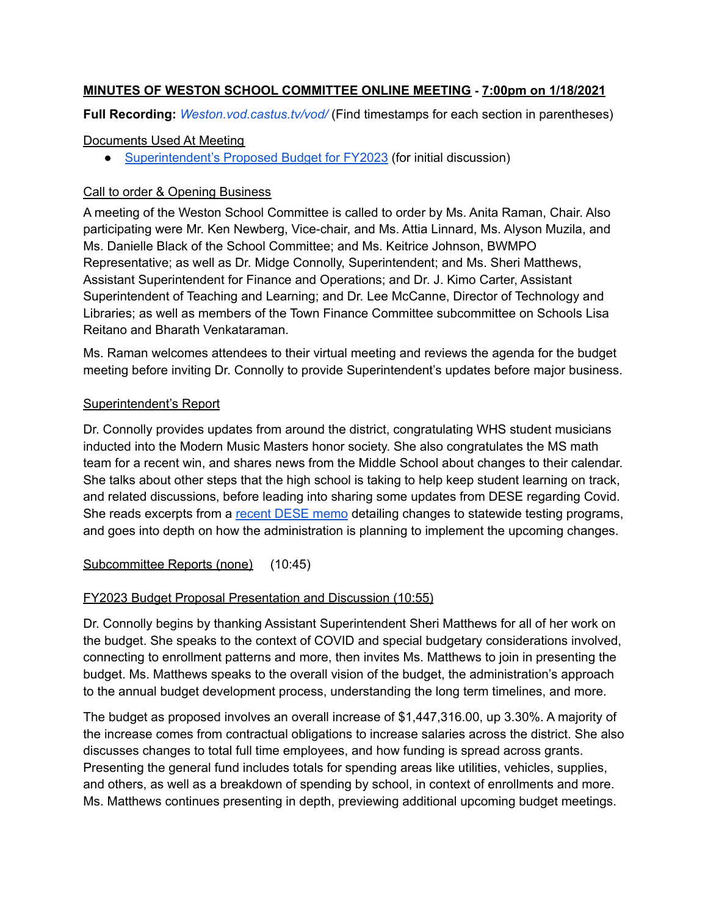**MINUTES OF WESTON SCHOOL COMMITTEE ONLINE MEETING - 7:00pm on 1/18/2021**

**Full Recording:** *Weston.vod.castus.tv/vod/* (Find timestamps for each section in parentheses)

Documents Used At Meeting

- Superintendent's Proposed Budget for FY2023 (for initial discussion)

Call to order & Opening Business

A meeting of the Weston School Committee is called to order by Ms. Anita Raman, Chair. Also participating were Mr. Ken Newberg, Vice-chair, and Ms. Attia Linnard, Ms. Alyson Muzila, and Ms. Danielle Black of the School Committee; and Ms. Keitrice Johnson, BWMPO Representative; as well as Dr. Midge Connolly, Superintendent; and Ms. Sheri Matthews, Assistant Superintendent for Finance and Operations; and Dr. J. Kimo Carter, Assistant Superintendent of Teaching and Learning; and Dr. Lee McCanne, Director of Technology and Libraries; as well as members of the Town Finance Committee subcommittee on Schools Lisa Reitano and Bharath Venkataraman.

Ms. Raman welcomes attendees to their virtual meeting and reviews the agenda for the budget meeting before inviting Dr. Connolly to provide Superintendent's updates before major business.

Superintendent's Report

Dr. Connolly provides updates from around the district, congratulating WHS student musicians inducted into the Modern Music Masters honor society. She also congratulates the MS math team for a recent win, and shares news from the Middle School about changes to their calendar. She talks about other steps that the high school is taking to help keep student learning on track, and related discussions, before leading into sharing some updates from DESE regarding Covid. She reads excerpts from a recent DESE memo detailing changes to statewide testing programs, and goes into depth on how the administration is planning to implement the upcoming changes.

Subcommittee Reports (none) (10:45)

FY2023 Budget Proposal Presentation and Discussion (10:55)

Dr. Connolly begins by thanking Assistant Superintendent Sheri Matthews for all of her work on the budget. She speaks to the context of COVID and special budgetary considerations involved, connecting to enrollment patterns and more, then invites Ms. Matthews to join in presenting the budget. Ms. Matthews speaks to the overall vision of the budget, the administration's approach to the annual budget development process, understanding the long term timelines, and more.

The budget as proposed involves an overall increase of $1,447,316.00, up 3.30%. A majority of the increase comes from contractual obligations to increase salaries across the district. She also discusses changes to total full time employees, and how funding is spread across grants. Presenting the general fund includes totals for spending areas like utilities, vehicles, supplies, and others, as well as a breakdown of spending by school, in context of enrollments and more. Ms. Matthews continues presenting in depth, previewing additional upcoming budget meetings.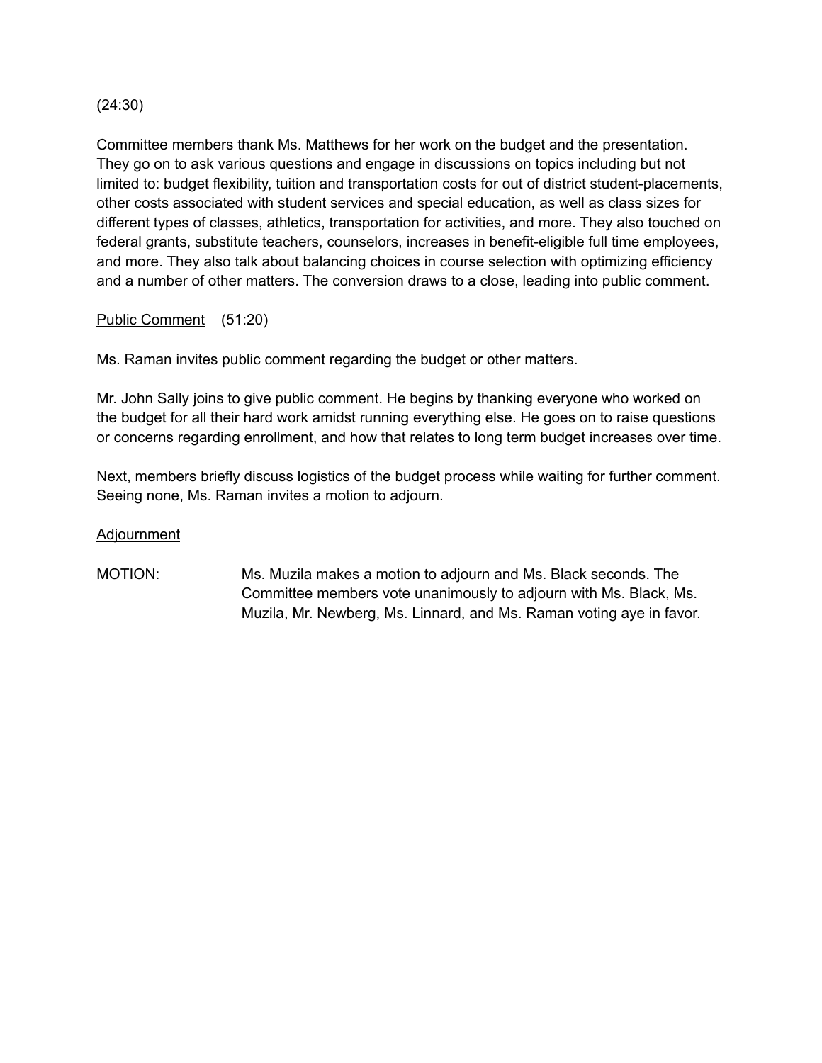(24:30)

Committee members thank Ms. Matthews for her work on the budget and the presentation. They go on to ask various questions and engage in discussions on topics including but not limited to: budget flexibility, tuition and transportation costs for out of district student-placements, other costs associated with student services and special education, as well as class sizes for different types of classes, athletics, transportation for activities, and more. They also touched on federal grants, substitute teachers, counselors, increases in benefit-eligible full time employees, and more. They also talk about balancing choices in course selection with optimizing efficiency and a number of other matters. The conversion draws to a close, leading into public comment.

<u>Public Comment</u> (51:20)

Ms. Raman invites public comment regarding the budget or other matters.

Mr. John Sally joins to give public comment. He begins by thanking everyone who worked on the budget for all their hard work amidst running everything else. He goes on to raise questions or concerns regarding enrollment, and how that relates to long term budget increases over time.

Next, members briefly discuss logistics of the budget process while waiting for further comment. Seeing none, Ms. Raman invites a motion to adjourn.

<u>Adjournment</u>

MOTION: Ms. Muzila makes a motion to adjourn and Ms. Black seconds. The Committee members vote unanimously to adjourn with Ms. Black, Ms. Muzila, Mr. Newberg, Ms. Linnard, and Ms. Raman voting aye in favor.